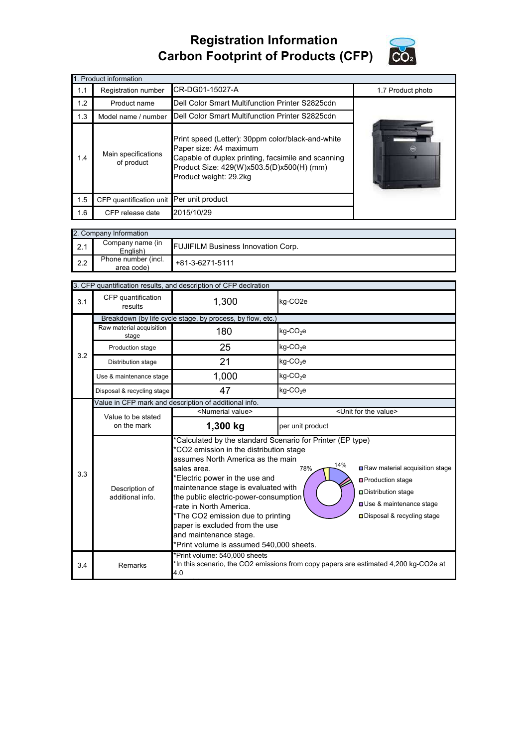# Registration Information
# Carbon Footprint of Products (CFP)

| 1. Product information | | | |
|---|---|---|---|
| 1.1 | Registration number | CR-DG01-15027-A | 1.7 Product photo |
| 1.2 | Product name | Dell Color Smart Multifunction Printer S2825cdn | |
| 1.3 | Model name / number | Dell Color Smart Multifunction Printer S2825cdn | |
| 1.4 | Main specifications of product | Print speed (Letter): 30ppm color/black-and-white<br>Paper size: A4 maximum<br>Capable of duplex printing, facsimile and scanning<br>Product Size: 429(W)x503.5(D)x500(H) (mm)<br>Product weight: 29.2kg | |
| 1.5 | CFP quantification unit | Per unit product | |
| 1.6 | CFP release date | 2015/10/29 | |

| 2. Company Information | | |
|---|---|---|
| 2.1 | Company name (in English) | FUJIFILM Business Innovation Corp. |
| 2.2 | Phone number (incl. area code) | +81-3-6271-5111 |

| 3. CFP quantification results, and description of CFP declration | | | |
|---|---|---|---|
| 3.1 | CFP quantification results | 1,300 | kg-CO2e |
| 3.2 | Breakdown (by life cycle stage, by process, by flow, etc.) | | |
| | Raw material acquisition stage | 180 | kg-$CO_2$e |
| | Production stage | 25 | kg-$CO_2$e |
| | Distribution stage | 21 | kg-$CO_2$e |
| | Use & maintenance stage | 1,000 | kg-$CO_2$e |
| | Disposal & recycling stage | 47 | kg-$CO_2$e |
| 3.3 | Value in CFP mark and description of additional info. | | |
| | Value to be stated on the mark | <Numerial value> | <Unit for the value> |
| | | **1,300 kg** | per unit product |
| | Description of additional info. | *Calculated by the standard Scenario for Printer (EP type)<br>*CO2 emission in the distribution stage assumes North America as the main sales area.<br>*Electric power in the use and maintenance stage is evaluated with the public electric-power-consumption -rate in North America.<br>*The CO2 emission due to printing paper is excluded from the use and maintenance stage.<br>*Print volume is assumed 540,000 sheets.<br>[Chart: 14% Raw material acquisition stage; Production stage; Distribution stage; 78% Use & maintenance stage; Disposal & recycling stage] | |
| 3.4 | Remarks | *Print volume: 540,000 sheets<br>*In this scenario, the CO2 emissions from copy papers are estimated 4,200 kg-CO2e at 4.0 | |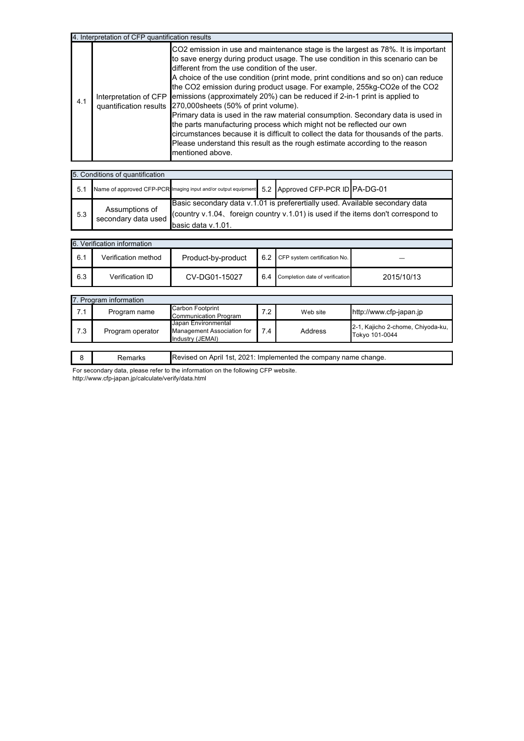| 4. Interpretation of CFP quantification results | | |
|---|---|---|
| 4.1 | Interpretation of CFP quantification results | $CO_2$ emission in use and maintenance stage is the largest as 78%. It is important to save energy during product usage. The use condition in this scenario can be different from the use condition of the user.<br>A choice of the use condition (print mode, print conditions and so on) can reduce the $CO_2$ emission during product usage. For example, 255kg-$CO_2$e of the $CO_2$ emissions (approximately 20%) can be reduced if 2-in-1 print is applied to 270,000sheets (50% of print volume).<br>Primary data is used in the raw material consumption. Secondary data is used in the parts manufacturing process which might not be reflected our own circumstances because it is difficult to collect the data for thousands of the parts. Please understand this result as the rough estimate according to the reason mentioned above. |

| 5. Conditions of quantification | | | | | |
|---|---|---|---|---|---|
| 5.1 | Name of approved CFP-PCR | Imaging input and/or output equipment | 5.2 | Approved CFP-PCR ID | PA-DG-01 |
| 5.3 | Assumptions of secondary data used | Basic secondary data v.1.01 is preferertially used. Available secondary data (country v.1.04、foreign country v.1.01) is used if the items don't correspond to basic data v.1.01. | | | |

| 6. Verification information | | | | | |
|---|---|---|---|---|---|
| 6.1 | Verification method | Product-by-product | 6.2 | CFP system certification No. | — |
| 6.3 | Verification ID | CV-DG01-15027 | 6.4 | Completion date of verification | 2015/10/13 |

| 7. Program information | | | | | |
|---|---|---|---|---|---|
| 7.1 | Program name | Carbon Footprint Communication Program | 7.2 | Web site | http://www.cfp-japan.jp |
| 7.3 | Program operator | Japan Environmental Management Association for Industry (JEMAI) | 7.4 | Address | 2-1, Kajicho 2-chome, Chiyoda-ku, Tokyo 101-0044 |

| | | |
|---|---|---|
| 8 | Remarks | Revised on April 1st, 2021: Implemented the company name change. |

For secondary data, please refer to the information on the following CFP website.
http://www.cfp-japan.jp/calculate/verify/data.html